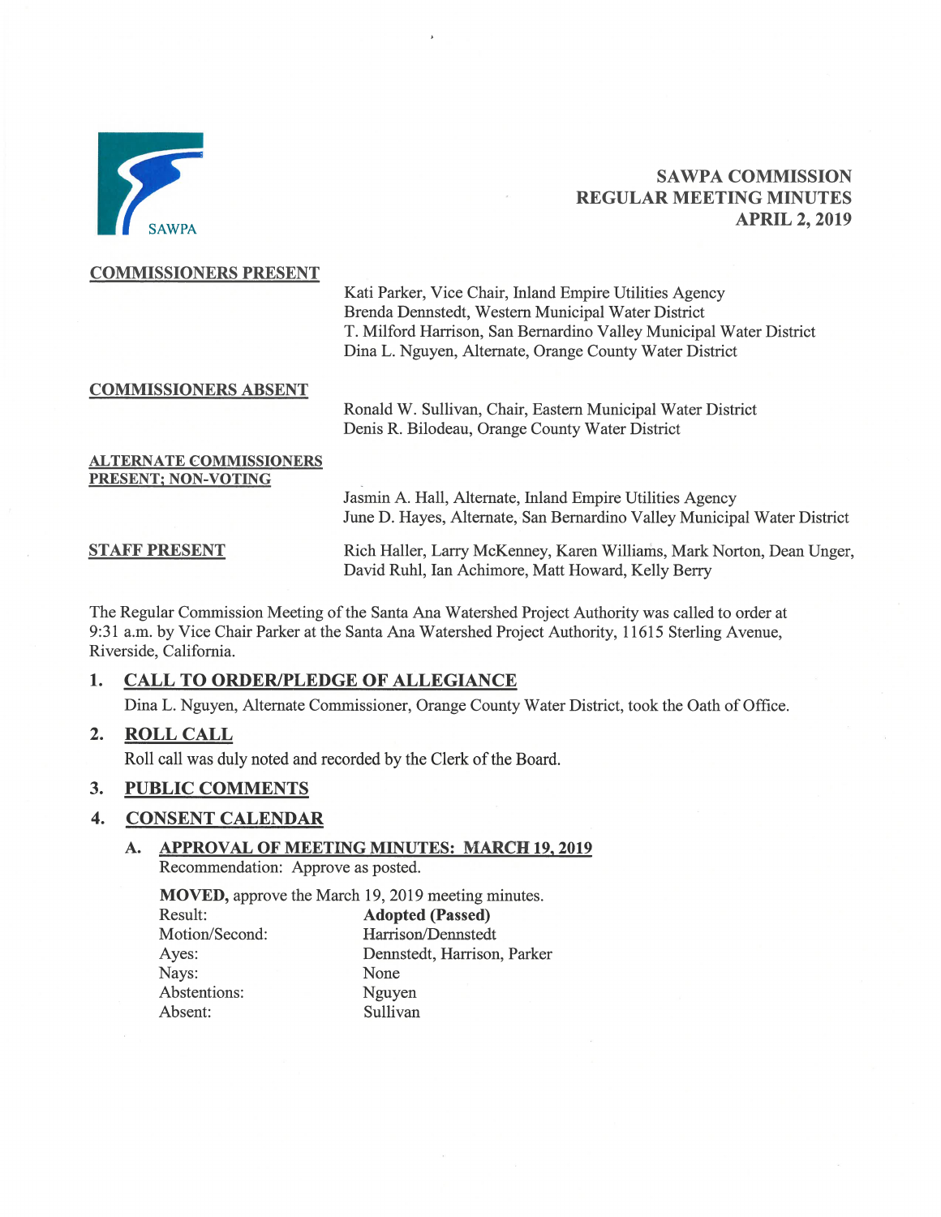# SAWPA COMMISSION REGULAR MEETING MINUTES APRIL 2, 2019

**COMMISSIONERS PRESENT**

Kati Parker, Vice Chair, Inland Empire Utilities Agency
Brenda Dennstedt, Western Municipal Water District
T. Milford Harrison, San Bernardino Valley Municipal Water District
Dina L. Nguyen, Alternate, Orange County Water District

**COMMISSIONERS ABSENT**

Ronald W. Sullivan, Chair, Eastern Municipal Water District
Denis R. Bilodeau, Orange County Water District

**ALTERNATE COMMISSIONERS PRESENT; NON-VOTING**

Jasmin A. Hall, Alternate, Inland Empire Utilities Agency
June D. Hayes, Alternate, San Bernardino Valley Municipal Water District

**STAFF PRESENT**

Rich Haller, Larry McKenney, Karen Williams, Mark Norton, Dean Unger, David Ruhl, Ian Achimore, Matt Howard, Kelly Berry

The Regular Commission Meeting of the Santa Ana Watershed Project Authority was called to order at 9:31 a.m. by Vice Chair Parker at the Santa Ana Watershed Project Authority, 11615 Sterling Avenue, Riverside, California.

## 1. CALL TO ORDER/PLEDGE OF ALLEGIANCE

Dina L. Nguyen, Alternate Commissioner, Orange County Water District, took the Oath of Office.

## 2. ROLL CALL

Roll call was duly noted and recorded by the Clerk of the Board.

## 3. PUBLIC COMMENTS

## 4. CONSENT CALENDAR

### A. APPROVAL OF MEETING MINUTES: MARCH 19, 2019

Recommendation: Approve as posted.

**MOVED,** approve the March 19, 2019 meeting minutes.

| | |
|---|---|
| Result: | **Adopted (Passed)** |
| Motion/Second: | Harrison/Dennstedt |
| Ayes: | Dennstedt, Harrison, Parker |
| Nays: | None |
| Abstentions: | Nguyen |
| Absent: | Sullivan |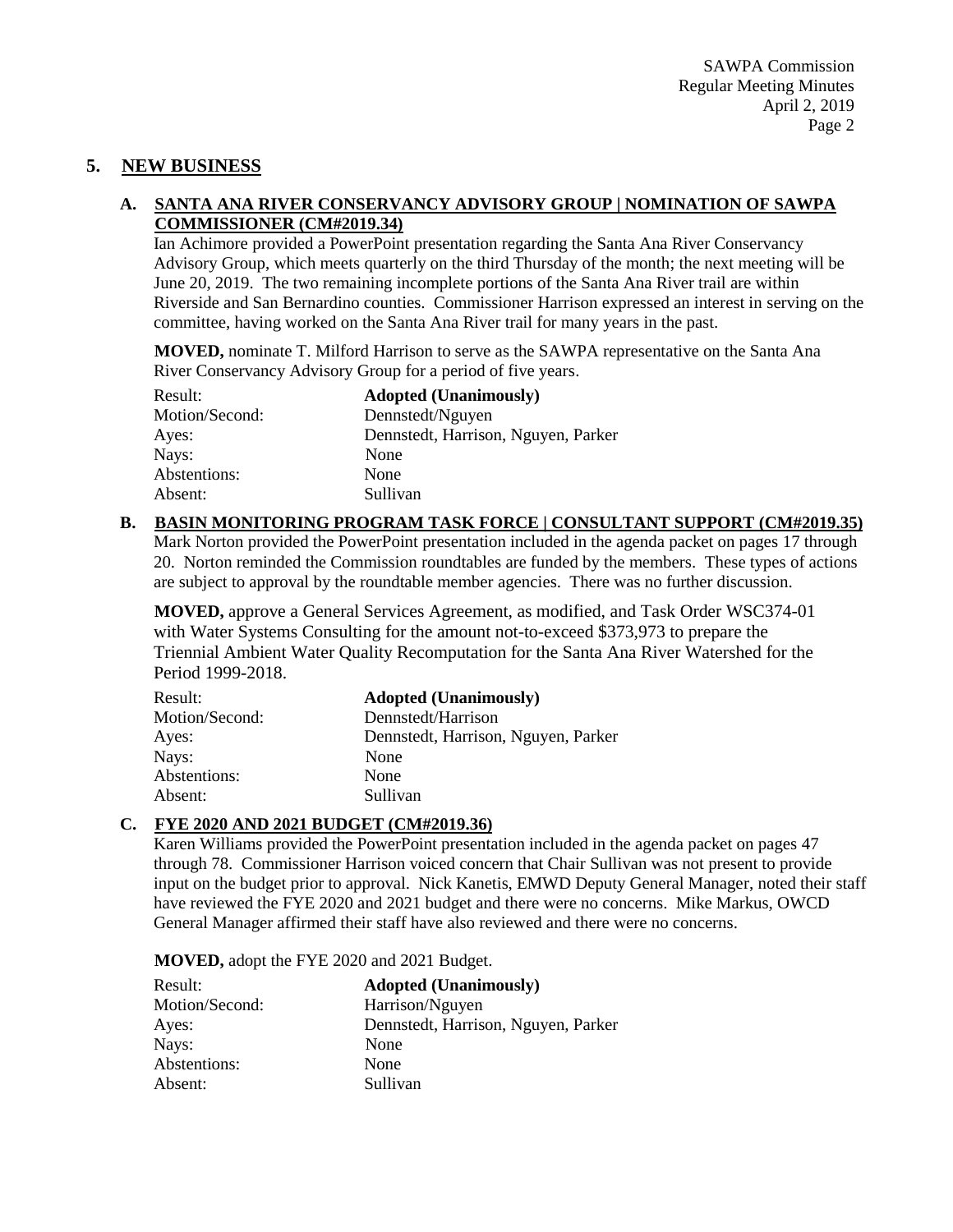## 5. NEW BUSINESS

### A. SANTA ANA RIVER CONSERVANCY ADVISORY GROUP | NOMINATION OF SAWPA COMMISSIONER (CM#2019.34)

Ian Achimore provided a PowerPoint presentation regarding the Santa Ana River Conservancy Advisory Group, which meets quarterly on the third Thursday of the month; the next meeting will be June 20, 2019. The two remaining incomplete portions of the Santa Ana River trail are within Riverside and San Bernardino counties. Commissioner Harrison expressed an interest in serving on the committee, having worked on the Santa Ana River trail for many years in the past.

**MOVED,** nominate T. Milford Harrison to serve as the SAWPA representative on the Santa Ana River Conservancy Advisory Group for a period of five years.

| | |
|---|---|
| Result: | **Adopted (Unanimously)** |
| Motion/Second: | Dennstedt/Nguyen |
| Ayes: | Dennstedt, Harrison, Nguyen, Parker |
| Nays: | None |
| Abstentions: | None |
| Absent: | Sullivan |

### B. BASIN MONITORING PROGRAM TASK FORCE | CONSULTANT SUPPORT (CM#2019.35)

Mark Norton provided the PowerPoint presentation included in the agenda packet on pages 17 through 20. Norton reminded the Commission roundtables are funded by the members. These types of actions are subject to approval by the roundtable member agencies. There was no further discussion.

**MOVED,** approve a General Services Agreement, as modified, and Task Order WSC374-01 with Water Systems Consulting for the amount not-to-exceed $373,973 to prepare the Triennial Ambient Water Quality Recomputation for the Santa Ana River Watershed for the Period 1999-2018.

| | |
|---|---|
| Result: | **Adopted (Unanimously)** |
| Motion/Second: | Dennstedt/Harrison |
| Ayes: | Dennstedt, Harrison, Nguyen, Parker |
| Nays: | None |
| Abstentions: | None |
| Absent: | Sullivan |

### C. FYE 2020 AND 2021 BUDGET (CM#2019.36)

Karen Williams provided the PowerPoint presentation included in the agenda packet on pages 47 through 78. Commissioner Harrison voiced concern that Chair Sullivan was not present to provide input on the budget prior to approval. Nick Kanetis, EMWD Deputy General Manager, noted their staff have reviewed the FYE 2020 and 2021 budget and there were no concerns. Mike Markus, OWCD General Manager affirmed their staff have also reviewed and there were no concerns.

**MOVED,** adopt the FYE 2020 and 2021 Budget.

| | |
|---|---|
| Result: | **Adopted (Unanimously)** |
| Motion/Second: | Harrison/Nguyen |
| Ayes: | Dennstedt, Harrison, Nguyen, Parker |
| Nays: | None |
| Abstentions: | None |
| Absent: | Sullivan |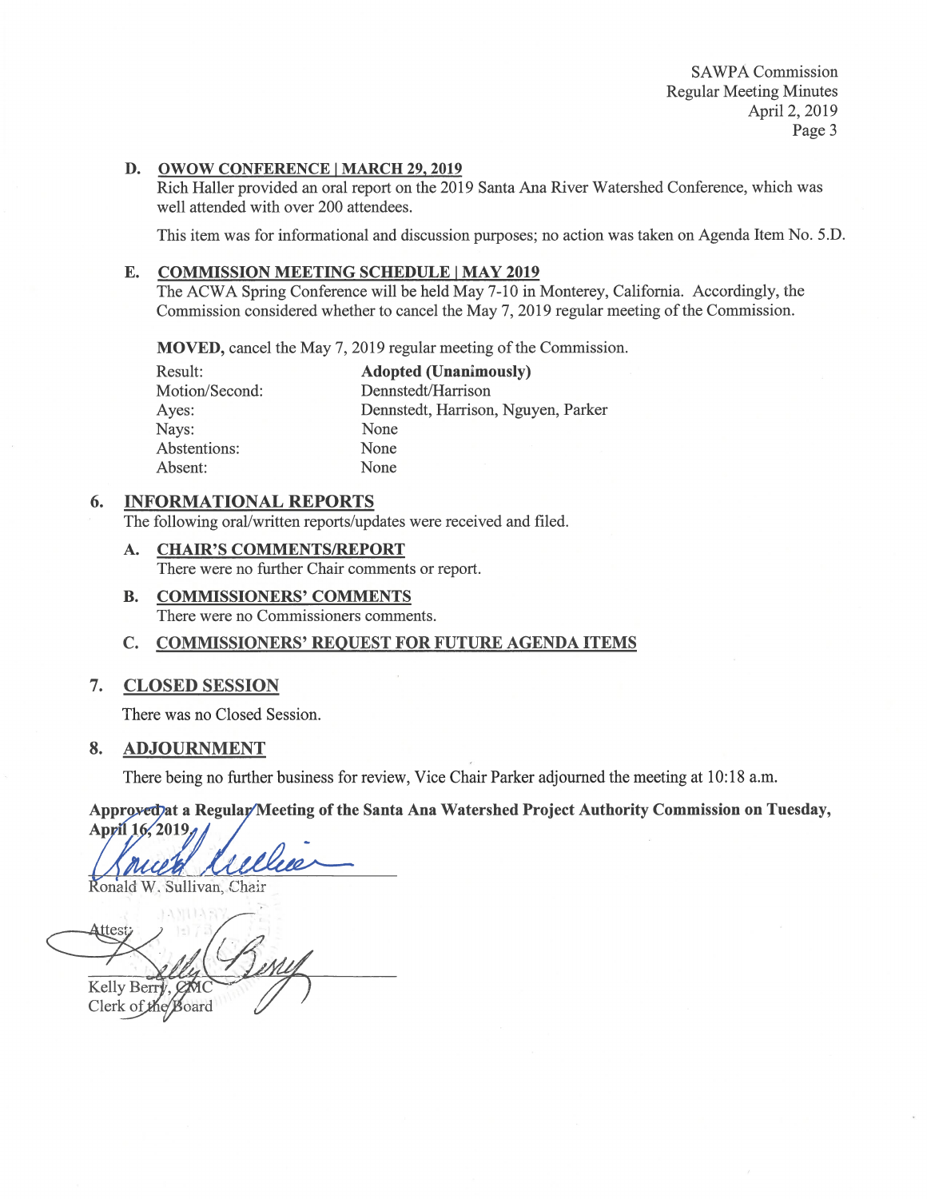**D. OWOW CONFERENCE | MARCH 29, 2019**

Rich Haller provided an oral report on the 2019 Santa Ana River Watershed Conference, which was well attended with over 200 attendees.

This item was for informational and discussion purposes; no action was taken on Agenda Item No. 5.D.

**E. COMMISSION MEETING SCHEDULE | MAY 2019**

The ACWA Spring Conference will be held May 7-10 in Monterey, California. Accordingly, the Commission considered whether to cancel the May 7, 2019 regular meeting of the Commission.

**MOVED,** cancel the May 7, 2019 regular meeting of the Commission.

| | |
|---|---|
| Result: | **Adopted (Unanimously)** |
| Motion/Second: | Dennstedt/Harrison |
| Ayes: | Dennstedt, Harrison, Nguyen, Parker |
| Nays: | None |
| Abstentions: | None |
| Absent: | None |

## 6. INFORMATIONAL REPORTS

The following oral/written reports/updates were received and filed.

**A. CHAIR'S COMMENTS/REPORT**

There were no further Chair comments or report.

**B. COMMISSIONERS' COMMENTS**

There were no Commissioners comments.

**C. COMMISSIONERS' REQUEST FOR FUTURE AGENDA ITEMS**

## 7. CLOSED SESSION

There was no Closed Session.

## 8. ADJOURNMENT

There being no further business for review, Vice Chair Parker adjourned the meeting at 10:18 a.m.

**Approved at a Regular Meeting of the Santa Ana Watershed Project Authority Commission on Tuesday, April 16, 2019**

Ronald W. Sullivan, Chair

Attest:

Kelly Berry, CMC
Clerk of the Board